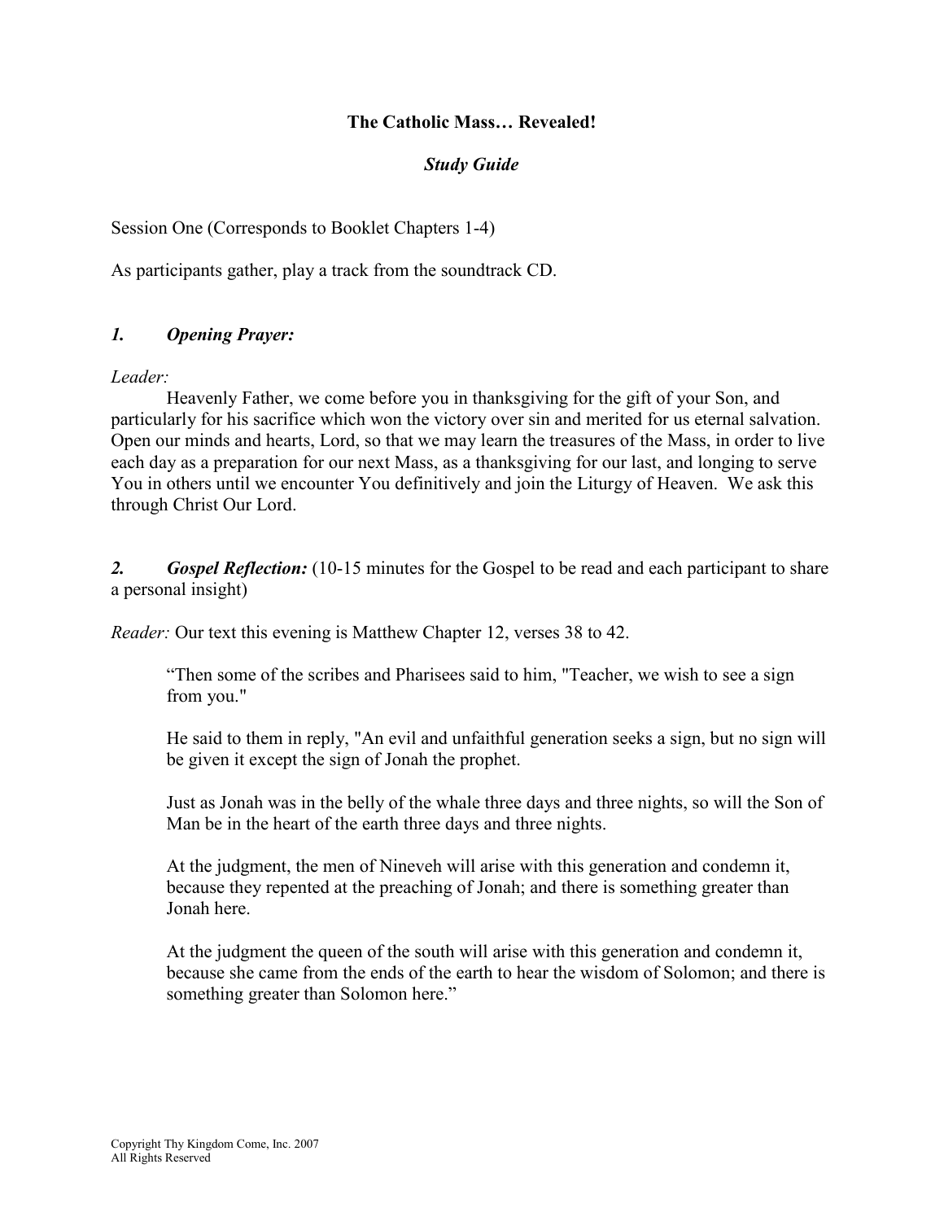# The Catholic Mass… Revealed!

## *Study Guide*

Session One (Corresponds to Booklet Chapters 1-4)

As participants gather, play a track from the soundtrack CD.

### *1. Opening Prayer:*

*Leader:*

Heavenly Father, we come before you in thanksgiving for the gift of your Son, and particularly for his sacrifice which won the victory over sin and merited for us eternal salvation. Open our minds and hearts, Lord, so that we may learn the treasures of the Mass, in order to live each day as a preparation for our next Mass, as a thanksgiving for our last, and longing to serve You in others until we encounter You definitively and join the Liturgy of Heaven. We ask this through Christ Our Lord.

***2. Gospel Reflection:*** (10-15 minutes for the Gospel to be read and each participant to share a personal insight)

*Reader:* Our text this evening is Matthew Chapter 12, verses 38 to 42.

> "Then some of the scribes and Pharisees said to him, "Teacher, we wish to see a sign from you."
>
> He said to them in reply, "An evil and unfaithful generation seeks a sign, but no sign will be given it except the sign of Jonah the prophet.
>
> Just as Jonah was in the belly of the whale three days and three nights, so will the Son of Man be in the heart of the earth three days and three nights.
>
> At the judgment, the men of Nineveh will arise with this generation and condemn it, because they repented at the preaching of Jonah; and there is something greater than Jonah here.
>
> At the judgment the queen of the south will arise with this generation and condemn it, because she came from the ends of the earth to hear the wisdom of Solomon; and there is something greater than Solomon here."

Copyright Thy Kingdom Come, Inc. 2007
All Rights Reserved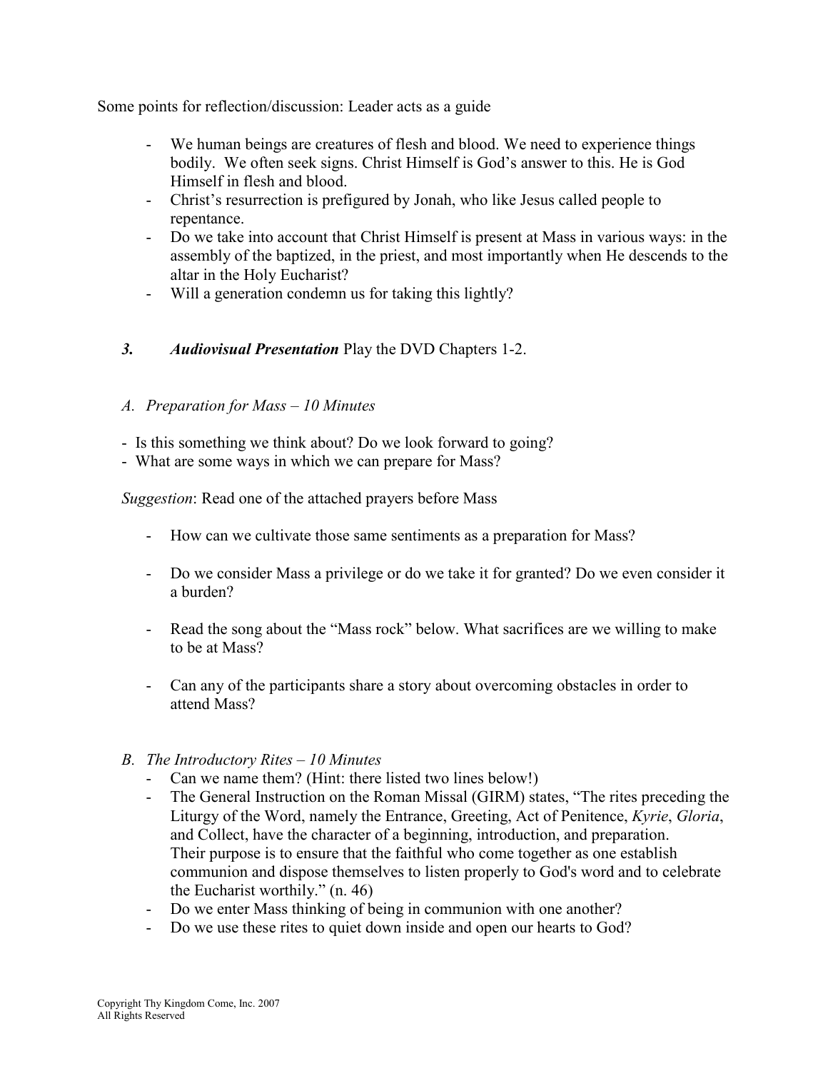Some points for reflection/discussion: Leader acts as a guide

- We human beings are creatures of flesh and blood. We need to experience things bodily. We often seek signs. Christ Himself is God's answer to this. He is God Himself in flesh and blood.
- Christ's resurrection is prefigured by Jonah, who like Jesus called people to repentance.
- Do we take into account that Christ Himself is present at Mass in various ways: in the assembly of the baptized, in the priest, and most importantly when He descends to the altar in the Holy Eucharist?
- Will a generation condemn us for taking this lightly?

### *3. Audiovisual Presentation* Play the DVD Chapters 1-2.

*A. Preparation for Mass – 10 Minutes*

- Is this something we think about? Do we look forward to going?
- What are some ways in which we can prepare for Mass?

*Suggestion*: Read one of the attached prayers before Mass

- How can we cultivate those same sentiments as a preparation for Mass?
- Do we consider Mass a privilege or do we take it for granted? Do we even consider it a burden?
- Read the song about the "Mass rock" below. What sacrifices are we willing to make to be at Mass?
- Can any of the participants share a story about overcoming obstacles in order to attend Mass?

*B. The Introductory Rites – 10 Minutes*

- Can we name them? (Hint: there listed two lines below!)
- The General Instruction on the Roman Missal (GIRM) states, "The rites preceding the Liturgy of the Word, namely the Entrance, Greeting, Act of Penitence, *Kyrie*, *Gloria*, and Collect, have the character of a beginning, introduction, and preparation. Their purpose is to ensure that the faithful who come together as one establish communion and dispose themselves to listen properly to God's word and to celebrate the Eucharist worthily." (n. 46)
- Do we enter Mass thinking of being in communion with one another?
- Do we use these rites to quiet down inside and open our hearts to God?

Copyright Thy Kingdom Come, Inc. 2007
All Rights Reserved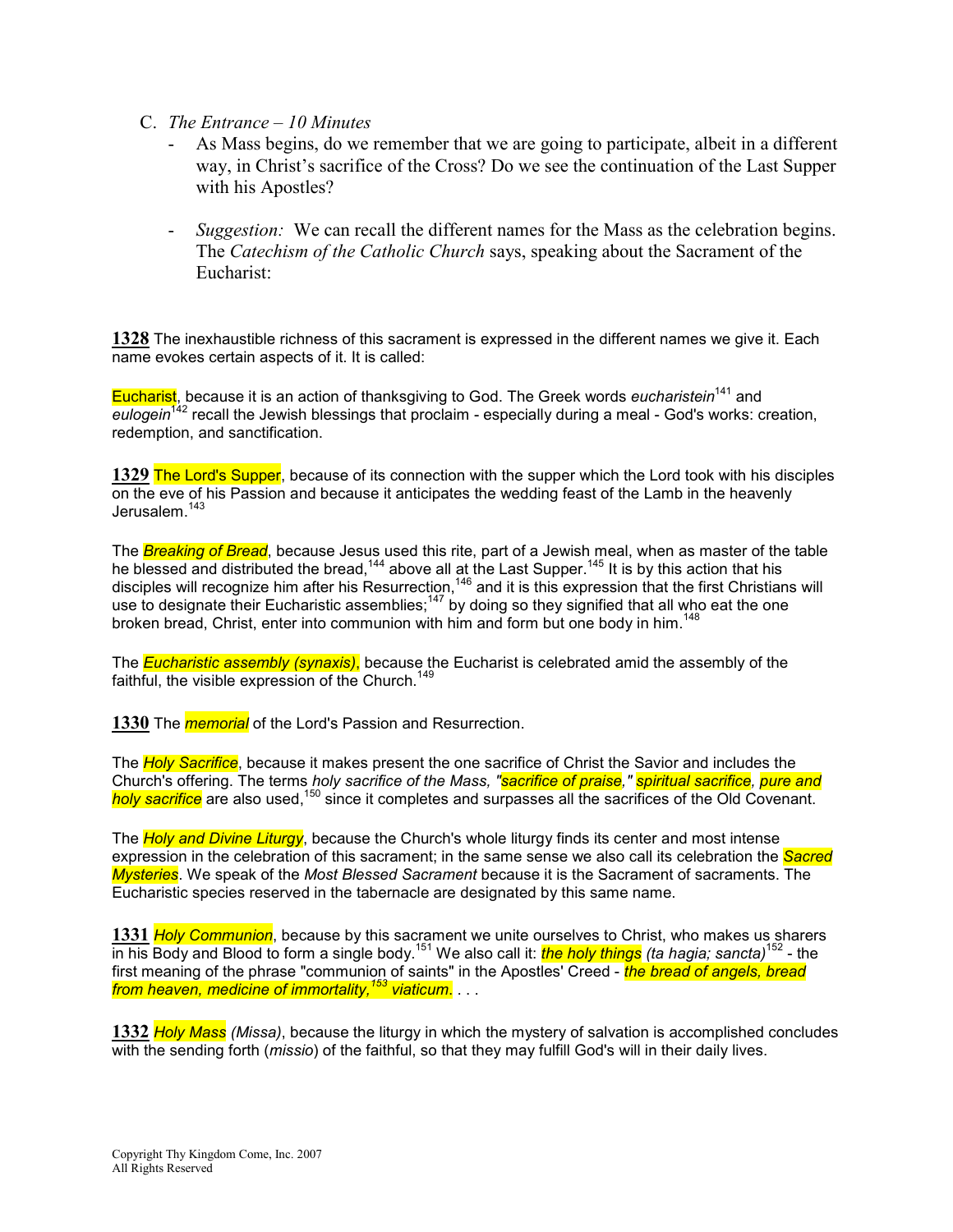C. *The Entrance – 10 Minutes*

- As Mass begins, do we remember that we are going to participate, albeit in a different way, in Christ's sacrifice of the Cross? Do we see the continuation of the Last Supper with his Apostles?

- *Suggestion:* We can recall the different names for the Mass as the celebration begins. The *Catechism of the Catholic Church* says, speaking about the Sacrament of the Eucharist:

**1328** The inexhaustible richness of this sacrament is expressed in the different names we give it. Each name evokes certain aspects of it. It is called:

Eucharist, because it is an action of thanksgiving to God. The Greek words *eucharistein*[141] and *eulogein*[142] recall the Jewish blessings that proclaim - especially during a meal - God's works: creation, redemption, and sanctification.

**1329** The Lord's Supper, because of its connection with the supper which the Lord took with his disciples on the eve of his Passion and because it anticipates the wedding feast of the Lamb in the heavenly Jerusalem.[143]

The *Breaking of Bread*, because Jesus used this rite, part of a Jewish meal, when as master of the table he blessed and distributed the bread,[144] above all at the Last Supper.[145] It is by this action that his disciples will recognize him after his Resurrection,[146] and it is this expression that the first Christians will use to designate their Eucharistic assemblies;[147] by doing so they signified that all who eat the one broken bread, Christ, enter into communion with him and form but one body in him.[148]

The *Eucharistic assembly (synaxis)*, because the Eucharist is celebrated amid the assembly of the faithful, the visible expression of the Church.[149]

**1330** The *memorial* of the Lord's Passion and Resurrection.

The *Holy Sacrifice*, because it makes present the one sacrifice of Christ the Savior and includes the Church's offering. The terms *holy sacrifice of the Mass, "sacrifice of praise," spiritual sacrifice, pure and holy sacrifice* are also used,[150] since it completes and surpasses all the sacrifices of the Old Covenant.

The *Holy and Divine Liturgy*, because the Church's whole liturgy finds its center and most intense expression in the celebration of this sacrament; in the same sense we also call its celebration the *Sacred Mysteries*. We speak of the *Most Blessed Sacrament* because it is the Sacrament of sacraments. The Eucharistic species reserved in the tabernacle are designated by this same name.

**1331** *Holy Communion*, because by this sacrament we unite ourselves to Christ, who makes us sharers in his Body and Blood to form a single body.[151] We also call it: *the holy things (ta hagia; sancta)*[152] - the first meaning of the phrase "communion of saints" in the Apostles' Creed - *the bread of angels, bread from heaven, medicine of immortality,*[153] *viaticum*. . . .

**1332** *Holy Mass (Missa)*, because the liturgy in which the mystery of salvation is accomplished concludes with the sending forth (*missio*) of the faithful, so that they may fulfill God's will in their daily lives.

Copyright Thy Kingdom Come, Inc. 2007
All Rights Reserved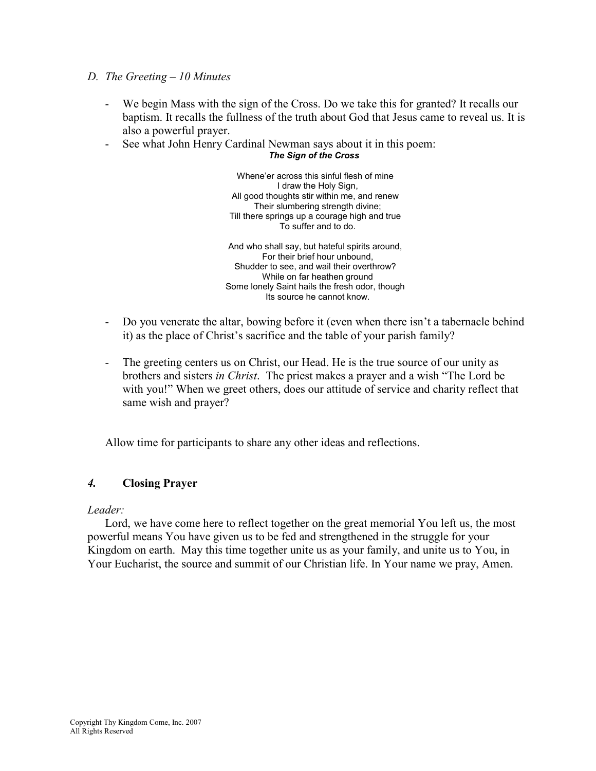*D. The Greeting – 10 Minutes*

- We begin Mass with the sign of the Cross. Do we take this for granted? It recalls our baptism. It recalls the fullness of the truth about God that Jesus came to reveal us. It is also a powerful prayer.
- See what John Henry Cardinal Newman says about it in this poem:

***The Sign of the Cross***

Whene'er across this sinful flesh of mine  
I draw the Holy Sign,  
All good thoughts stir within me, and renew  
Their slumbering strength divine;  
Till there springs up a courage high and true  
To suffer and to do.

And who shall say, but hateful spirits around,  
For their brief hour unbound,  
Shudder to see, and wail their overthrow?  
While on far heathen ground  
Some lonely Saint hails the fresh odor, though  
Its source he cannot know.

- Do you venerate the altar, bowing before it (even when there isn't a tabernacle behind it) as the place of Christ's sacrifice and the table of your parish family?

- The greeting centers us on Christ, our Head. He is the true source of our unity as brothers and sisters *in Christ*. The priest makes a prayer and a wish "The Lord be with you!" When we greet others, does our attitude of service and charity reflect that same wish and prayer?

Allow time for participants to share any other ideas and reflections.

## *4.* Closing Prayer

*Leader:*

Lord, we have come here to reflect together on the great memorial You left us, the most powerful means You have given us to be fed and strengthened in the struggle for your Kingdom on earth. May this time together unite us as your family, and unite us to You, in Your Eucharist, the source and summit of our Christian life. In Your name we pray, Amen.

Copyright Thy Kingdom Come, Inc. 2007  
All Rights Reserved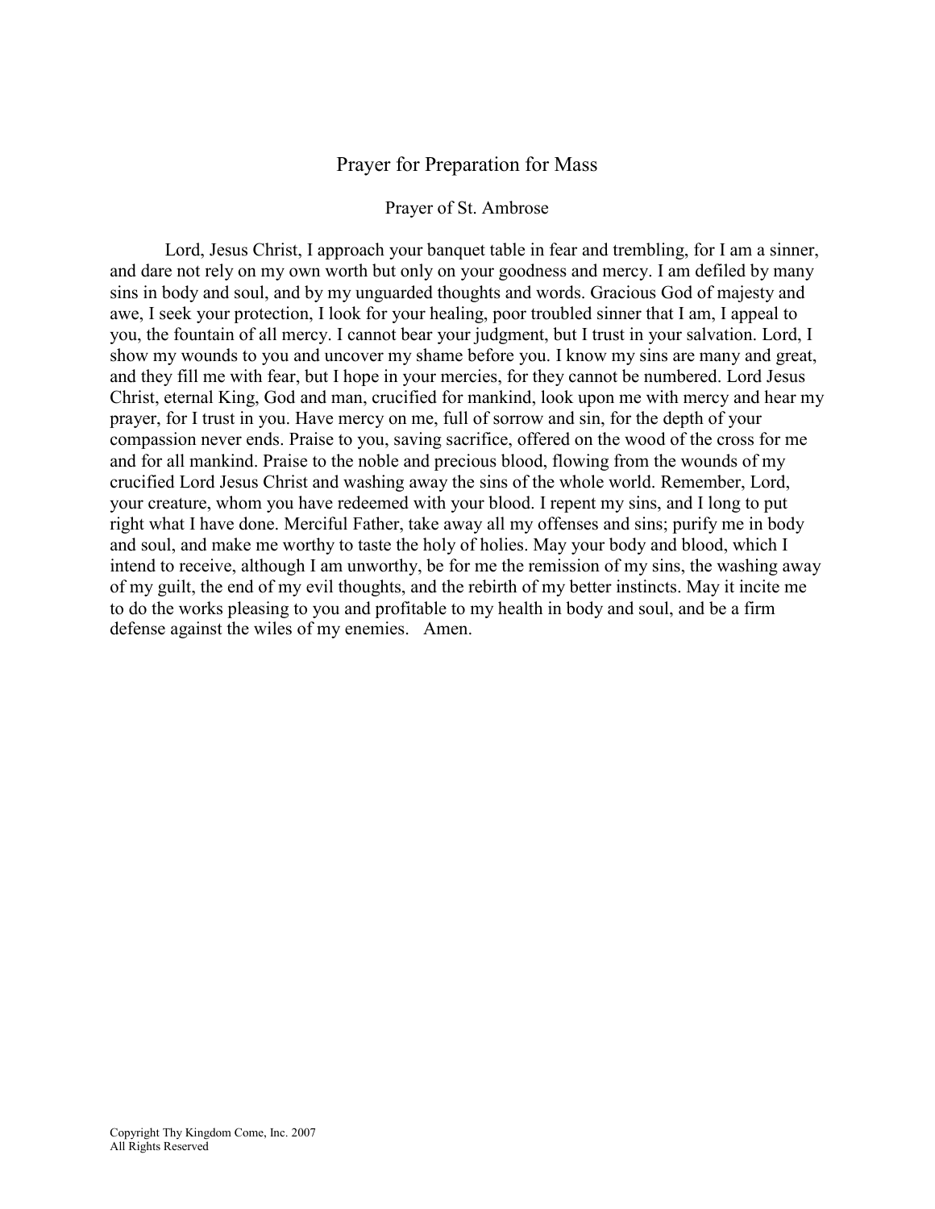# Prayer for Preparation for Mass

## Prayer of St. Ambrose

Lord, Jesus Christ, I approach your banquet table in fear and trembling, for I am a sinner, and dare not rely on my own worth but only on your goodness and mercy. I am defiled by many sins in body and soul, and by my unguarded thoughts and words. Gracious God of majesty and awe, I seek your protection, I look for your healing, poor troubled sinner that I am, I appeal to you, the fountain of all mercy. I cannot bear your judgment, but I trust in your salvation. Lord, I show my wounds to you and uncover my shame before you. I know my sins are many and great, and they fill me with fear, but I hope in your mercies, for they cannot be numbered. Lord Jesus Christ, eternal King, God and man, crucified for mankind, look upon me with mercy and hear my prayer, for I trust in you. Have mercy on me, full of sorrow and sin, for the depth of your compassion never ends. Praise to you, saving sacrifice, offered on the wood of the cross for me and for all mankind. Praise to the noble and precious blood, flowing from the wounds of my crucified Lord Jesus Christ and washing away the sins of the whole world. Remember, Lord, your creature, whom you have redeemed with your blood. I repent my sins, and I long to put right what I have done. Merciful Father, take away all my offenses and sins; purify me in body and soul, and make me worthy to taste the holy of holies. May your body and blood, which I intend to receive, although I am unworthy, be for me the remission of my sins, the washing away of my guilt, the end of my evil thoughts, and the rebirth of my better instincts. May it incite me to do the works pleasing to you and profitable to my health in body and soul, and be a firm defense against the wiles of my enemies. Amen.

Copyright Thy Kingdom Come, Inc. 2007
All Rights Reserved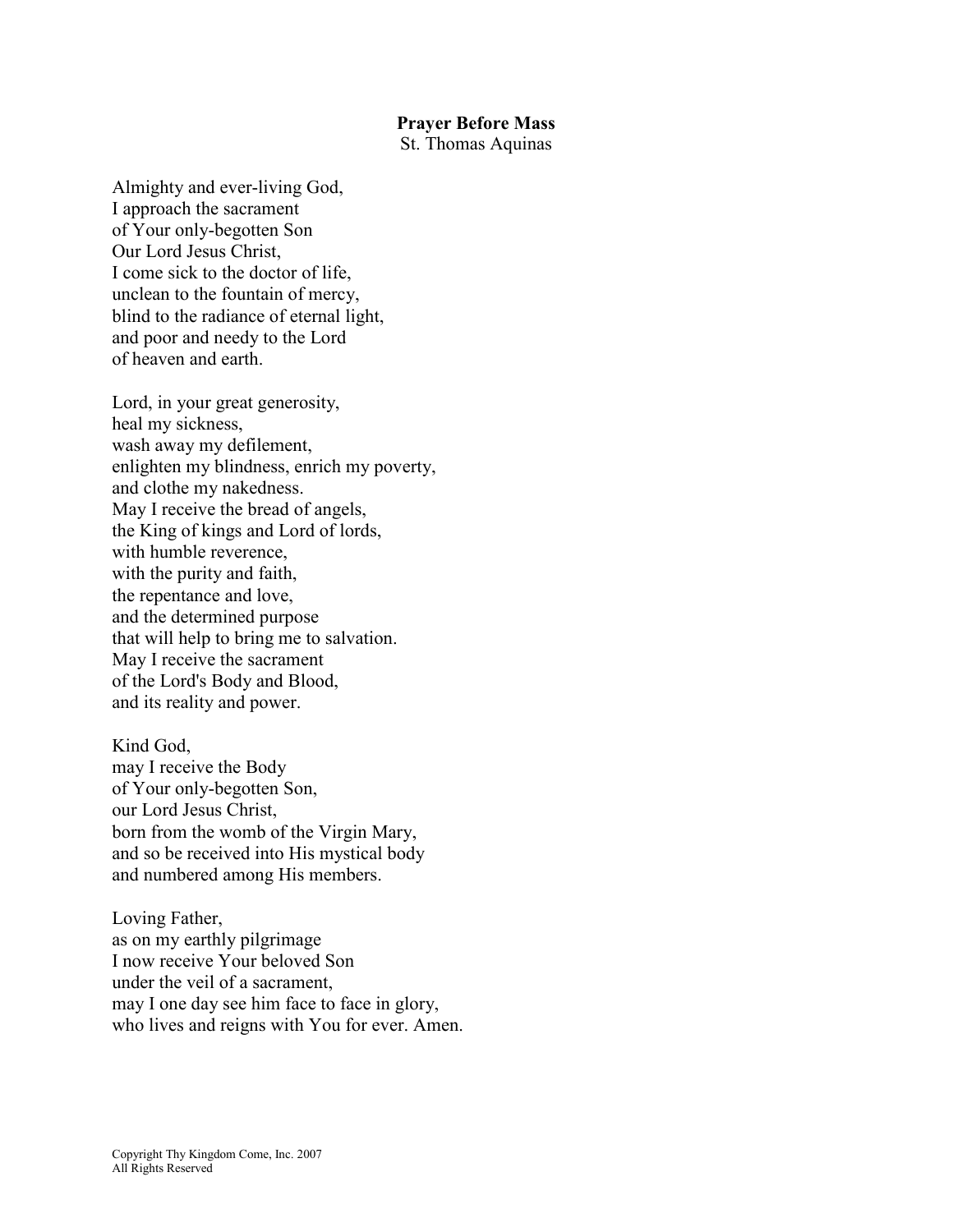**Prayer Before Mass**
St. Thomas Aquinas

Almighty and ever-living God,
I approach the sacrament
of Your only-begotten Son
Our Lord Jesus Christ,
I come sick to the doctor of life,
unclean to the fountain of mercy,
blind to the radiance of eternal light,
and poor and needy to the Lord
of heaven and earth.

Lord, in your great generosity,
heal my sickness,
wash away my defilement,
enlighten my blindness, enrich my poverty,
and clothe my nakedness.
May I receive the bread of angels,
the King of kings and Lord of lords,
with humble reverence,
with the purity and faith,
the repentance and love,
and the determined purpose
that will help to bring me to salvation.
May I receive the sacrament
of the Lord's Body and Blood,
and its reality and power.

Kind God,
may I receive the Body
of Your only-begotten Son,
our Lord Jesus Christ,
born from the womb of the Virgin Mary,
and so be received into His mystical body
and numbered among His members.

Loving Father,
as on my earthly pilgrimage
I now receive Your beloved Son
under the veil of a sacrament,
may I one day see him face to face in glory,
who lives and reigns with You for ever. Amen.

Copyright Thy Kingdom Come, Inc. 2007
All Rights Reserved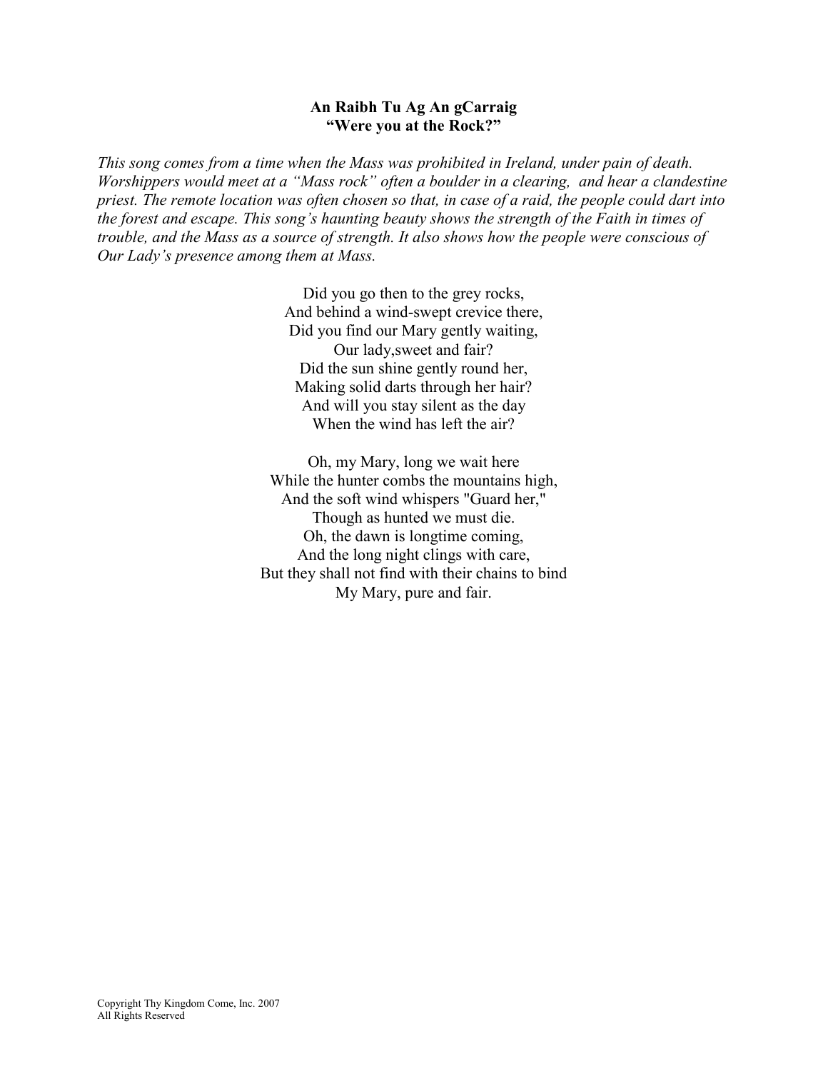**An Raibh Tu Ag An gCarraig**
**“Were you at the Rock?”**

*This song comes from a time when the Mass was prohibited in Ireland, under pain of death. Worshippers would meet at a “Mass rock” often a boulder in a clearing, and hear a clandestine priest. The remote location was often chosen so that, in case of a raid, the people could dart into the forest and escape. This song’s haunting beauty shows the strength of the Faith in times of trouble, and the Mass as a source of strength. It also shows how the people were conscious of Our Lady’s presence among them at Mass.*

Did you go then to the grey rocks,
And behind a wind-swept crevice there,
Did you find our Mary gently waiting,
Our lady,sweet and fair?
Did the sun shine gently round her,
Making solid darts through her hair?
And will you stay silent as the day
When the wind has left the air?

Oh, my Mary, long we wait here
While the hunter combs the mountains high,
And the soft wind whispers "Guard her,"
Though as hunted we must die.
Oh, the dawn is longtime coming,
And the long night clings with care,
But they shall not find with their chains to bind
My Mary, pure and fair.

Copyright Thy Kingdom Come, Inc. 2007
All Rights Reserved